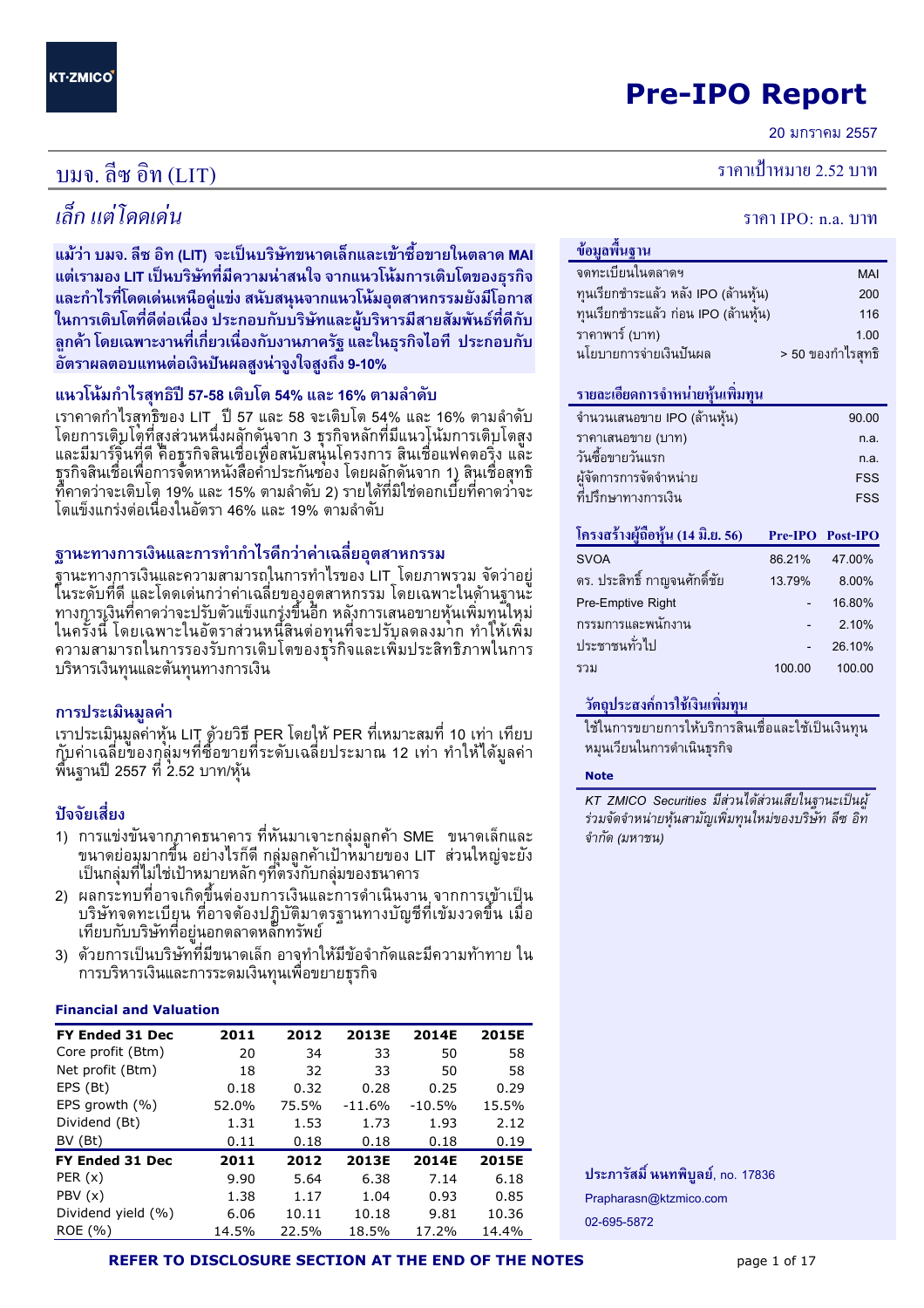KT·ZMICO

# Pre-IPO Report

20 มกราคม 2557

## บมจ. ลีซ อิท (LIT)

ราคาเป้าหมาย 2.52 บาท

*เล็ก แต่โดดเด่น*

ราคา IPO: n.a. บาท

**แม้ว่า บมจ. ลีซ อิท (LIT) จะเป็นบริษัทขนาดเล็กและเข้าซื้อขายในตลาด MAI แต่เรามอง LIT เป็นบริษัทที่มีความน่าสนใจ จากแนวโน้มการเติบโตของธุรกิจและกำไรที่โดดเด่นเหนือคู่แข่ง สนับสนุนจากแนวโน้มอุตสาหกรรมยังมีโอกาสในการเติบโตที่ดีต่อเนื่อง ประกอบกับบริษัทและผู้บริหารมีสายสัมพันธ์ที่ดีกับลูกค้า โดยเฉพาะงานที่เกี่ยวเนื่องกับงานภาครัฐ และในธุรกิจไอที ประกอบกับอัตราผลตอบแทนต่อเงินปันผลสูงน่าจูงใจสูงถึง 9-10%**

### แนวโน้มกำไรสุทธิปี 57-58 เติบโต 54% และ 16% ตามลำดับ

เราคาดกำไรสุทธิของ LIT ปี 57 และ 58 จะเติบโต 54% และ 16% ตามลำดับ โดยการเติบโตที่สูงส่วนหนึ่งผลักดันจาก 3 ธุรกิจหลักที่มีแนวโน้มการเติบโตสูงและมีมาร์จินที่ดี คือธุรกิจสินเชื่อเพื่อสนับสนุนโครงการ สินเชื่อแฟคตอริ่ง และธุรกิจสินเชื่อเพื่อการจัดหาหนังสือค้ำประกันซอง โดยผลักดันจาก 1) สินเชื่อสุทธิที่คาดว่าจะเติบโต 19% และ 15% ตามลำดับ 2) รายได้ที่มิใช่ดอกเบี้ยที่คาดว่าจะโตแข็งแกร่งต่อเนื่องในอัตรา 46% และ 19% ตามลำดับ

### ฐานะทางการเงินและการทำกำไรดีกว่าค่าเฉลี่ยอุตสาหกรรม

ฐานะทางการเงินและความสามารถในการทำไรของ LIT โดยภาพรวม จัดว่าอยู่ในระดับที่ดี และโดดเด่นกว่าค่าเฉลี่ยของอุตสาหกรรม โดยเฉพาะในด้านฐานะทางการเงินที่คาดว่าจะปรับตัวแข็งแกร่งขึ้นอีก หลังการเสนอขายหุ้นเพิ่มทุนใหม่ในครั้งนี้ โดยเฉพาะในอัตราส่วนหนี้สินต่อทุนที่จะปรับลดลงมาก ทำให้เพิ่มความสามารถในการรองรับการเติบโตของธุรกิจและเพิ่มประสิทธิภาพในการบริหารเงินทุนและต้นทุนทางการเงิน

### การประเมินมูลค่า

เราประเมินมูลค่าหุ้น LIT ด้วยวิธี PER โดยให้ PER ที่เหมาะสมที่ 10 เท่า เทียบกับค่าเฉลี่ยของกลุ่มฯที่ซื้อขายที่ระดับเฉลี่ยประมาณ 12 เท่า ทำให้ได้มูลค่าพื้นฐานปี 2557 ที่ 2.52 บาท/หุ้น

### ปัจจัยเสี่ยง

1) การแข่งขันจากภาคธนาคาร ที่หันมาเจาะกลุ่มลูกค้า SME ขนาดเล็กและขนาดย่อมมากขึ้น อย่างไรก็ดี กลุ่มลูกค้าเป้าหมายของ LIT ส่วนใหญ่จะยังเป็นกลุ่มที่ไม่ใช่เป้าหมายหลักๆที่ตรงกับกลุ่มของธนาคาร
2) ผลกระทบที่อาจเกิดขึ้นต่องบการเงินและการดำเนินงาน จากการเข้าเป็นบริษัทจดทะเบียน ที่อาจต้องปฏิบัติมาตรฐานทางบัญชีที่เข้มงวดขึ้น เมื่อเทียบกับบริษัทที่อยู่นอกตลาดหลักทรัพย์
3) ด้วยการเป็นบริษัทที่มีขนาดเล็ก อาจทำให้มีข้อจำกัดและมีความท้าทาย ในการบริหารเงินและการระดมเงินทุนเพื่อขยายธุรกิจ

#### Financial and Valuation

| FY Ended 31 Dec | 2011 | 2012 | 2013E | 2014E | 2015E |
|---|---|---|---|---|---|
| Core profit (Btm) | 20 | 34 | 33 | 50 | 58 |
| Net profit (Btm) | 18 | 32 | 33 | 50 | 58 |
| EPS (Bt) | 0.18 | 0.32 | 0.28 | 0.25 | 0.29 |
| EPS growth (%) | 52.0% | 75.5% | -11.6% | -10.5% | 15.5% |
| Dividend (Bt) | 1.31 | 1.53 | 1.73 | 1.93 | 2.12 |
| BV (Bt) | 0.11 | 0.18 | 0.18 | 0.18 | 0.19 |
| **FY Ended 31 Dec** | **2011** | **2012** | **2013E** | **2014E** | **2015E** |
| PER (x) | 9.90 | 5.64 | 6.38 | 7.14 | 6.18 |
| PBV (x) | 1.38 | 1.17 | 1.04 | 0.93 | 0.85 |
| Dividend yield (%) | 6.06 | 10.11 | 10.18 | 9.81 | 10.36 |
| ROE (%) | 14.5% | 22.5% | 18.5% | 17.2% | 14.4% |

#### ข้อมูลพื้นฐาน

| | |
|---|---|
| จดทะเบียนในตลาดฯ | MAI |
| ทุนเรียกชำระแล้ว หลัง IPO (ล้านหุ้น) | 200 |
| ทุนเรียกชำระแล้ว ก่อน IPO (ล้านหุ้น) | 116 |
| ราคาพาร์ (บาท) | 1.00 |
| นโยบายการจ่ายเงินปันผล | > 50 ของกำไรสุทธิ |

#### รายละเอียดการจำหน่ายหุ้นเพิ่มทุน

| | |
|---|---|
| จำนวนเสนอขาย IPO (ล้านหุ้น) | 90.00 |
| ราคาเสนอขาย (บาท) | n.a. |
| วันซื้อขายวันแรก | n.a. |
| ผู้จัดการการจัดจำหน่าย | FSS |
| ที่ปรึกษาทางการเงิน | FSS |

#### โครงสร้างผู้ถือหุ้น (14 มิ.ย. 56)

| | Pre-IPO | Post-IPO |
|---|---|---|
| SVOA | 86.21% | 47.00% |
| ดร. ประสิทธิ์ กาญจนศักดิ์ชัย | 13.79% | 8.00% |
| Pre-Emptive Right | - | 16.80% |
| กรรมการและพนักงาน | - | 2.10% |
| ประชาชนทั่วไป | - | 26.10% |
| รวม | 100.00 | 100.00 |

#### วัตถุประสงค์การใช้เงินเพิ่มทุน

ใช้ในการขยายการให้บริการสินเชื่อและใช้เป็นเงินทุนหมุนเวียนในการดำเนินธุรกิจ

**Note**

*KT ZMICO Securities มีส่วนได้ส่วนเสียในฐานะเป็นผู้ร่วมจัดจำหน่ายหุ้นสามัญเพิ่มทุนใหม่ของบริษัท ลีซ อิท จำกัด (มหาชน)*

**ประภารัสมิ์ นนทพิบูลย์**, no. 17836
Prapharasn@ktzmico.com
02-695-5872

**REFER TO DISCLOSURE SECTION AT THE END OF THE NOTES**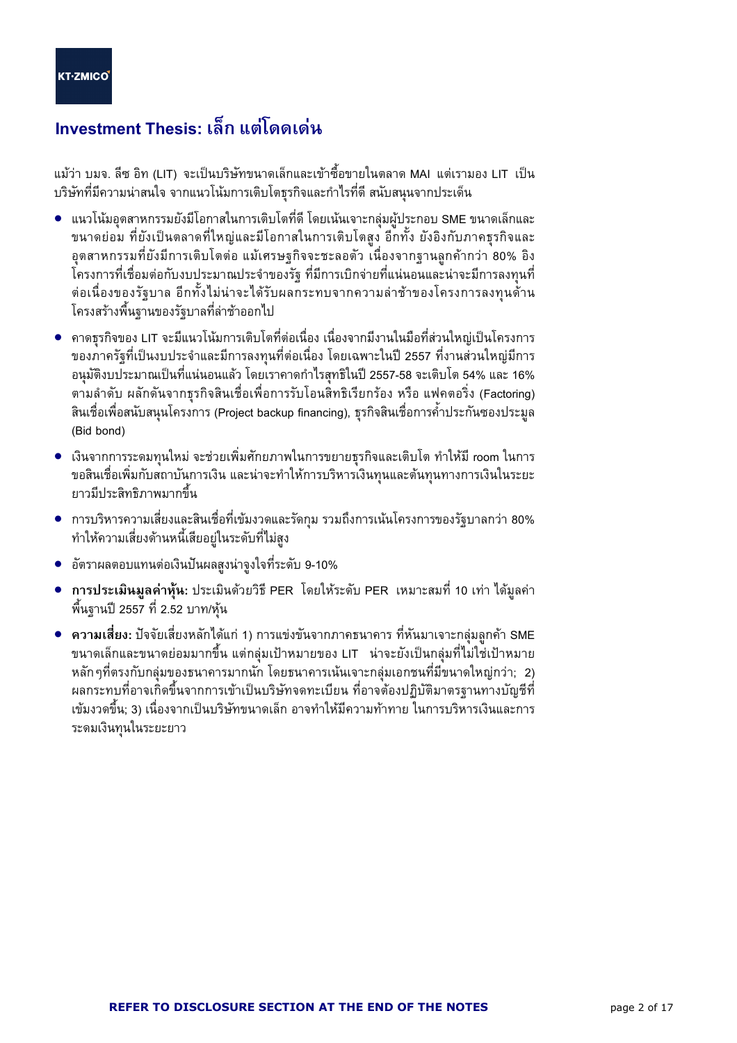## Investment Thesis: เล็ก แต่โดดเด่น

แม้ว่า บมจ. ลีซ อิท (LIT) จะเป็นบริษัทขนาดเล็กและเข้าซื้อขายในตลาด MAI แต่เรามอง LIT เป็นบริษัทที่มีความน่าสนใจ จากแนวโน้มการเติบโตธุรกิจและกำไรที่ดี สนับสนุนจากประเด็น

- แนวโน้มอุตสาหกรรมยังมีโอกาสในการเติบโตที่ดี โดยเน้นเจาะกลุ่มผู้ประกอบ SME ขนาดเล็กและขนาดย่อม ที่ยังเป็นตลาดที่ใหญ่และมีโอกาสในการเติบโตสูง อีกทั้ง ยังอิงกับภาคธุรกิจและอุตสาหกรรมที่ยังมีการเติบโตต่อ แม้เศรษฐกิจจะชะลอตัว เนื่องจากฐานลูกค้ากว่า 80% อิงโครงการที่เชื่อมต่อกับงบประมาณประจำของรัฐ ที่มีการเบิกจ่ายที่แน่นอนและน่าจะมีการลงทุนที่ต่อเนื่องของรัฐบาล อีกทั้งไม่น่าจะได้รับผลกระทบจากความล่าช้าของโครงการลงทุนด้านโครงสร้างพื้นฐานของรัฐบาลที่ล่าช้าออกไป
- คาดธุรกิจของ LIT จะมีแนวโน้มการเติบโตที่ต่อเนื่อง เนื่องจากมีงานในมือที่ส่วนใหญ่เป็นโครงการของภาครัฐที่เป็นงบประจำและมีการลงทุนที่ต่อเนื่อง โดยเฉพาะในปี 2557 ที่งานส่วนใหญ่มีการอนุมัติงบประมาณเป็นที่แน่นอนแล้ว โดยเราคาดกำไรสุทธิในปี 2557-58 จะเติบโต 54% และ 16% ตามลำดับ ผลักดันจากธุรกิจสินเชื่อเพื่อการรับโอนสิทธิเรียกร้อง หรือ แฟคตอริ่ง (Factoring) สินเชื่อเพื่อสนับสนุนโครงการ (Project backup financing), ธุรกิจสินเชื่อการค้ำประกันซองประมูล (Bid bond)
- เงินจากการระดมทุนใหม่ จะช่วยเพิ่มศักยภาพในการขยายธุรกิจและเติบโต ทำให้มี room ในการขอสินเชื่อเพิ่มกับสถาบันการเงิน และน่าจะทำให้การบริหารเงินทุนและต้นทุนทางการเงินในระยะยาวมีประสิทธิภาพมากขึ้น
- การบริหารความเสี่ยงและสินเชื่อที่เข้มงวดและรัดกุม รวมถึงการเน้นโครงการของรัฐบาลกว่า 80% ทำให้ความเสี่ยงด้านหนี้เสียอยู่ในระดับที่ไม่สูง
- อัตราผลตอบแทนต่อเงินปันผลสูงน่าจูงใจที่ระดับ 9-10%
- **การประเมินมูลค่าหุ้น:** ประเมินด้วยวิธี PER โดยให้ระดับ PER เหมาะสมที่ 10 เท่า ได้มูลค่าพื้นฐานปี 2557 ที่ 2.52 บาท/หุ้น
- **ความเสี่ยง:** ปัจจัยเสี่ยงหลักได้แก่ 1) การแข่งขันจากภาคธนาคาร ที่หันมาเจาะกลุ่มลูกค้า SME ขนาดเล็กและขนาดย่อมมากขึ้น แต่กลุ่มเป้าหมายของ LIT น่าจะยังเป็นกลุ่มที่ไม่ใช่เป้าหมายหลักๆที่ตรงกับกลุ่มของธนาคารมากนัก โดยธนาคารเน้นเจาะกลุ่มเอกชนที่มีขนาดใหญ่กว่า; 2) ผลกระทบที่อาจเกิดขึ้นจากการเข้าเป็นบริษัทจดทะเบียน ที่อาจต้องปฏิบัติมาตรฐานทางบัญชีที่เข้มงวดขึ้น; 3) เนื่องจากเป็นบริษัทขนาดเล็ก อาจทำให้มีความท้าทาย ในการบริหารเงินและการระดมเงินทุนในระยะยาว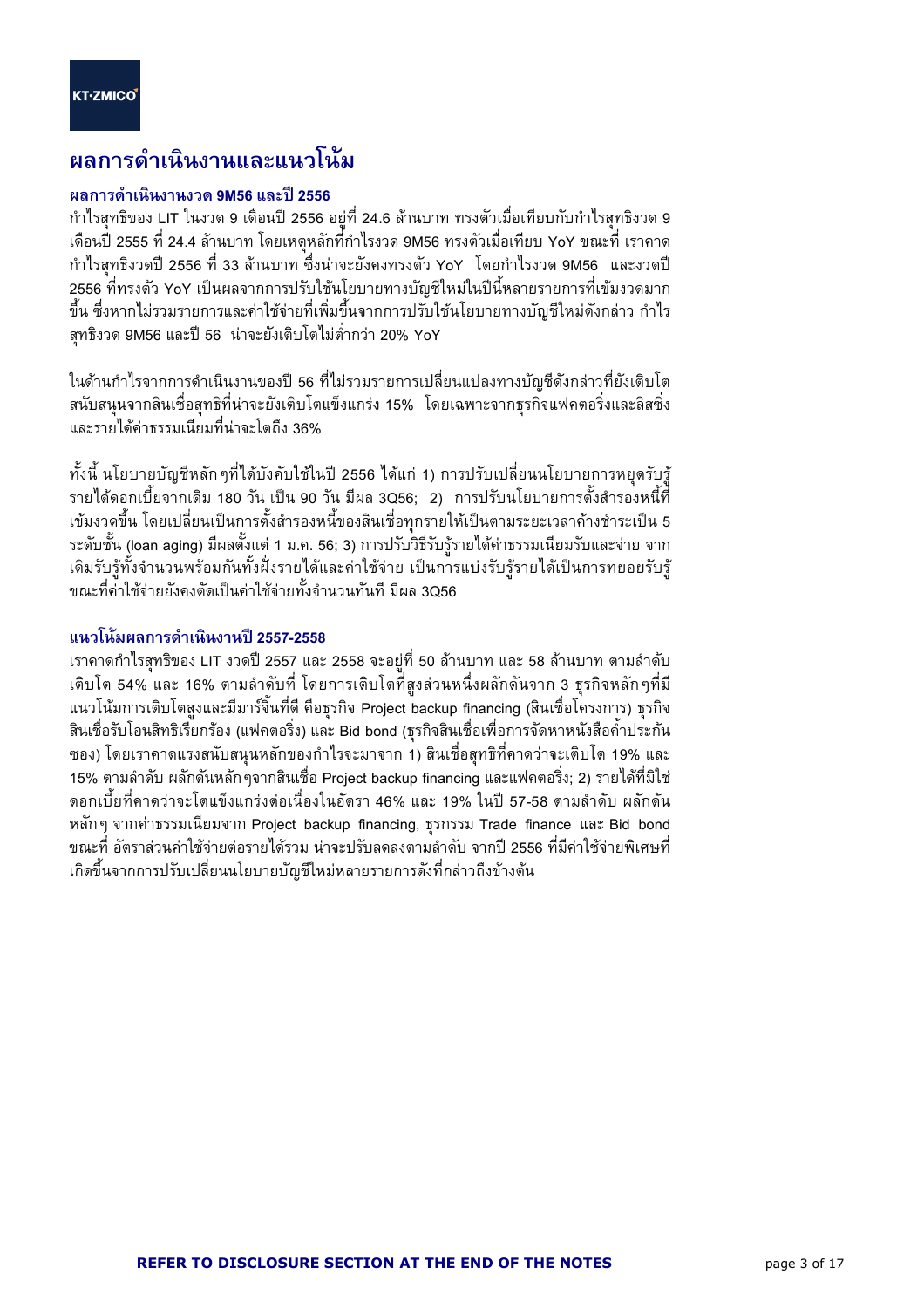# ผลการดำเนินงานและแนวโน้ม

### ผลการดำเนินงานงวด 9M56 และปี 2556

กำไรสุทธิของ LIT ในงวด 9 เดือนปี 2556 อยู่ที่ 24.6 ล้านบาท ทรงตัวเมื่อเทียบกับกำไรสุทธิงวด 9 เดือนปี 2555 ที่ 24.4 ล้านบาท โดยเหตุหลักที่กำไรงวด 9M56 ทรงตัวเมื่อเทียบ YoY ขณะที่ เราคาดกำไรสุทธิงวดปี 2556 ที่ 33 ล้านบาท ซึ่งน่าจะยังคงทรงตัว YoY โดยกำไรงวด 9M56 และงวดปี 2556 ที่ทรงตัว YoY เป็นผลจากการปรับใช้นโยบายทางบัญชีใหม่ในปีนี้หลายรายการที่เข้มงวดมากขึ้น ซึ่งหากไม่รวมรายการและค่าใช้จ่ายที่เพิ่มขึ้นจากการปรับใช้นโยบายทางบัญชีใหม่ดังกล่าว กำไรสุทธิงวด 9M56 และปี 56 น่าจะยังเติบโตไม่ต่ำกว่า 20% YoY

ในด้านกำไรจากการดำเนินงานของปี 56 ที่ไม่รวมรายการเปลี่ยนแปลงทางบัญชีดังกล่าวที่ยังเติบโตสนับสนุนจากสินเชื่อสุทธิที่น่าจะยังเติบโตแข็งแกร่ง 15% โดยเฉพาะจากธุรกิจแฟคตอริ่งและลิสซิ่ง และรายได้ค่าธรรมเนียมที่น่าจะโตถึง 36%

ทั้งนี้ นโยบายบัญชีหลักๆที่ได้บังคับใช้ในปี 2556 ได้แก่ 1) การปรับเปลี่ยนนโยบายการหยุดรับรู้รายได้ดอกเบี้ยจากเดิม 180 วัน เป็น 90 วัน มีผล 3Q56; 2) การปรับนโยบายการตั้งสำรองหนี้ที่เข้มงวดขึ้น โดยเปลี่ยนเป็นการตั้งสำรองหนี้ของสินเชื่อทุกรายให้เป็นตามระยะเวลาค้างชำระเป็น 5 ระดับชั้น (loan aging) มีผลตั้งแต่ 1 ม.ค. 56; 3) การปรับวิธีรับรู้รายได้ค่าธรรมเนียมรับและจ่าย จากเดิมรับรู้ทั้งจำนวนพร้อมกันทั้งฝั่งรายได้และค่าใช้จ่าย เป็นการแบ่งรับรู้รายได้เป็นการทยอยรับรู้ขณะที่ค่าใช้จ่ายยังคงตัดเป็นค่าใช้จ่ายทั้งจำนวนทันที มีผล 3Q56

### แนวโน้มผลการดำเนินงานปี 2557-2558

เราคาดกำไรสุทธิของ LIT งวดปี 2557 และ 2558 จะอยู่ที่ 50 ล้านบาท และ 58 ล้านบาท ตามลำดับ เติบโต 54% และ 16% ตามลำดับที่ โดยการเติบโตที่สูงส่วนหนึ่งผลักดันจาก 3 ธุรกิจหลักๆที่มีแนวโน้มการเติบโตสูงและมีมาร์จิ้นที่ดี คือธุรกิจ Project backup financing (สินเชื่อโครงการ) ธุรกิจสินเชื่อรับโอนสิทธิเรียกร้อง (แฟคตอริ่ง) และ Bid bond (ธุรกิจสินเชื่อเพื่อการจัดหาหนังสือค้ำประกันซอง) โดยเราคาดแรงสนับสนุนหลักของกำไรจะมาจาก 1) สินเชื่อสุทธิที่คาดว่าจะเติบโต 19% และ 15% ตามลำดับ ผลักดันหลักๆจากสินเชื่อ Project backup financing และแฟคตอริ่ง; 2) รายได้ที่มิใช่ดอกเบี้ยที่คาดว่าจะโตแข็งแกร่งต่อเนื่องในอัตรา 46% และ 19% ในปี 57-58 ตามลำดับ ผลักดันหลักๆ จากค่าธรรมเนียมจาก Project backup financing, ธุรกรรม Trade finance และ Bid bond ขณะที่ อัตราส่วนค่าใช้จ่ายต่อรายได้รวม น่าจะปรับลดลงตามลำดับ จากปี 2556 ที่มีค่าใช้จ่ายพิเศษที่เกิดขึ้นจากการปรับเปลี่ยนนโยบายบัญชีใหม่หลายรายการดังที่กล่าวถึงข้างต้น

**REFER TO DISCLOSURE SECTION AT THE END OF THE NOTES**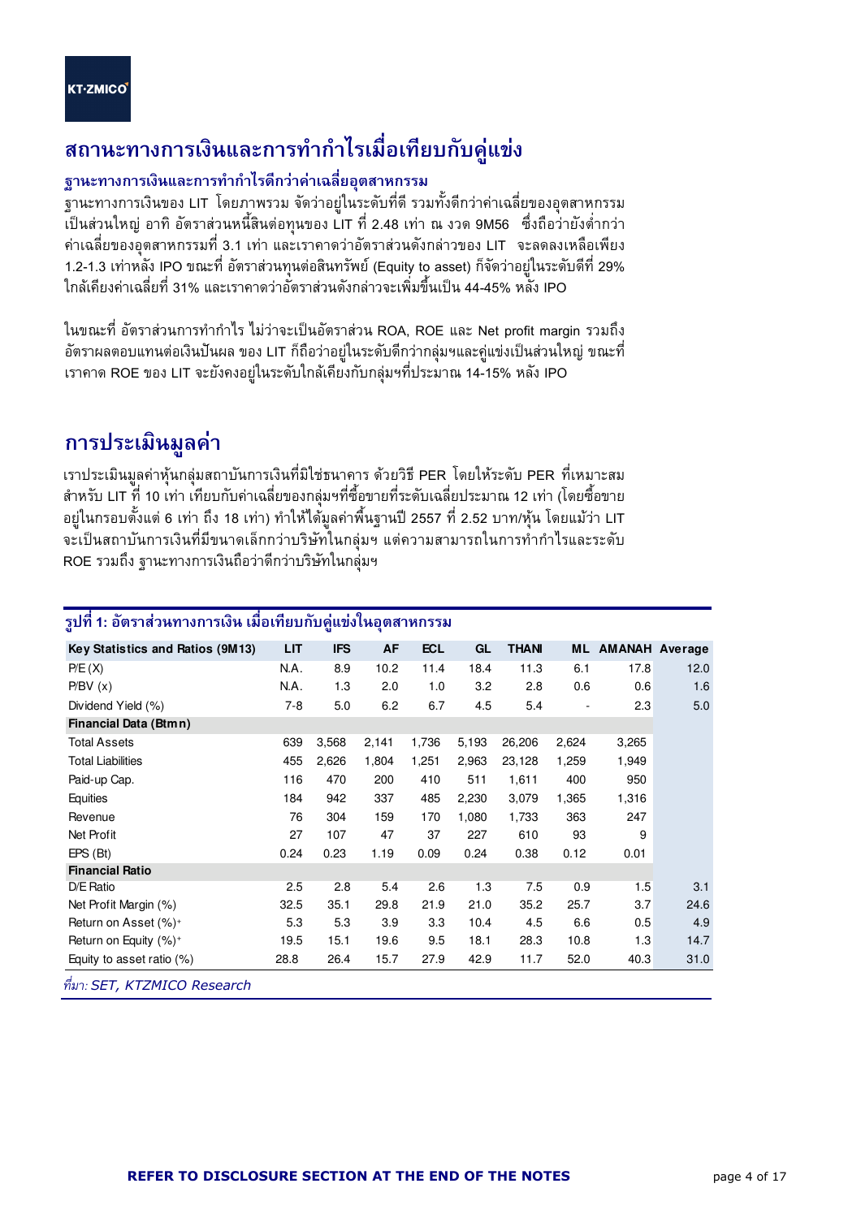# สถานะทางการเงินและการทำกำไรเมื่อเทียบกับคู่แข่ง

### ฐานะทางการเงินและการทำกำไรดีกว่าค่าเฉลี่ยอุตสาหกรรม

ฐานะทางการเงินของ LIT โดยภาพรวม จัดว่าอยู่ในระดับที่ดี รวมทั้งดีกว่าค่าเฉลี่ยของอุตสาหกรรมเป็นส่วนใหญ่ อาทิ อัตราส่วนหนี้สินต่อทุนของ LIT ที่ 2.48 เท่า ณ งวด 9M56 ซึ่งถือว่ายังต่ำกว่าค่าเฉลี่ยของอุตสาหกรรมที่ 3.1 เท่า และเราคาดว่าอัตราส่วนดังกล่าวของ LIT จะลดลงเหลือเพียง 1.2-1.3 เท่าหลัง IPO ขณะที่ อัตราส่วนทุนต่อสินทรัพย์ (Equity to asset) ก็จัดว่าอยู่ในระดับดีที่ 29% ใกล้เคียงค่าเฉลี่ยที่ 31% และเราคาดว่าอัตราส่วนดังกล่าวจะเพิ่มขึ้นเป็น 44-45% หลัง IPO

ในขณะที่ อัตราส่วนการทำกำไร ไม่ว่าจะเป็นอัตราส่วน ROA, ROE และ Net profit margin รวมถึงอัตราผลตอบแทนต่อเงินปันผล ของ LIT ก็ถือว่าอยู่ในระดับดีกว่ากลุ่มฯและคู่แข่งเป็นส่วนใหญ่ ขณะที่เราคาด ROE ของ LIT จะยังคงอยู่ในระดับใกล้เคียงกับกลุ่มฯที่ประมาณ 14-15% หลัง IPO

# การประเมินมูลค่า

เราประเมินมูลค่าหุ้นกลุ่มสถาบันการเงินที่มิใช่ธนาคาร ด้วยวิธี PER โดยให้ระดับ PER ที่เหมาะสมสำหรับ LIT ที่ 10 เท่า เทียบกับค่าเฉลี่ยของกลุ่มฯที่ซื้อขายที่ระดับเฉลี่ยประมาณ 12 เท่า (โดยซื้อขายอยู่ในกรอบตั้งแต่ 6 เท่า ถึง 18 เท่า) ทำให้ได้มูลค่าพื้นฐานปี 2557 ที่ 2.52 บาท/หุ้น โดยแม้ว่า LIT จะเป็นสถาบันการเงินที่มีขนาดเล็กกว่าบริษัทในกลุ่มฯ แต่ความสามารถในการทำกำไรและระดับ ROE รวมถึง ฐานะทางการเงินถือว่าดีกว่าบริษัทในกลุ่มฯ

**รูปที่ 1: อัตราส่วนทางการเงิน เมื่อเทียบกับคู่แข่งในอุตสาหกรรม**

| Key Statistics and Ratios (9M13) | LIT | IFS | AF | ECL | GL | THANI | ML | AMANAH | Average |
|---|---|---|---|---|---|---|---|---|---|
| P/E (X) | N.A. | 8.9 | 10.2 | 11.4 | 18.4 | 11.3 | 6.1 | 17.8 | 12.0 |
| P/BV (x) | N.A. | 1.3 | 2.0 | 1.0 | 3.2 | 2.8 | 0.6 | 0.6 | 1.6 |
| Dividend Yield (%) | 7-8 | 5.0 | 6.2 | 6.7 | 4.5 | 5.4 | - | 2.3 | 5.0 |
| **Financial Data (Btmn)** | | | | | | | | | |
| Total Assets | 639 | 3,568 | 2,141 | 1,736 | 5,193 | 26,206 | 2,624 | 3,265 | |
| Total Liabilities | 455 | 2,626 | 1,804 | 1,251 | 2,963 | 23,128 | 1,259 | 1,949 | |
| Paid-up Cap. | 116 | 470 | 200 | 410 | 511 | 1,611 | 400 | 950 | |
| Equities | 184 | 942 | 337 | 485 | 2,230 | 3,079 | 1,365 | 1,316 | |
| Revenue | 76 | 304 | 159 | 170 | 1,080 | 1,733 | 363 | 247 | |
| Net Profit | 27 | 107 | 47 | 37 | 227 | 610 | 93 | 9 | |
| EPS (Bt) | 0.24 | 0.23 | 1.19 | 0.09 | 0.24 | 0.38 | 0.12 | 0.01 | |
| **Financial Ratio** | | | | | | | | | |
| D/E Ratio | 2.5 | 2.8 | 5.4 | 2.6 | 1.3 | 7.5 | 0.9 | 1.5 | 3.1 |
| Net Profit Margin (%) | 32.5 | 35.1 | 29.8 | 21.9 | 21.0 | 35.2 | 25.7 | 3.7 | 24.6 |
| Return on Asset (%)+ | 5.3 | 5.3 | 3.9 | 3.3 | 10.4 | 4.5 | 6.6 | 0.5 | 4.9 |
| Return on Equity (%)+ | 19.5 | 15.1 | 19.6 | 9.5 | 18.1 | 28.3 | 10.8 | 1.3 | 14.7 |
| Equity to asset ratio (%) | 28.8 | 26.4 | 15.7 | 27.9 | 42.9 | 11.7 | 52.0 | 40.3 | 31.0 |

*ที่มา: SET, KTZMICO Research*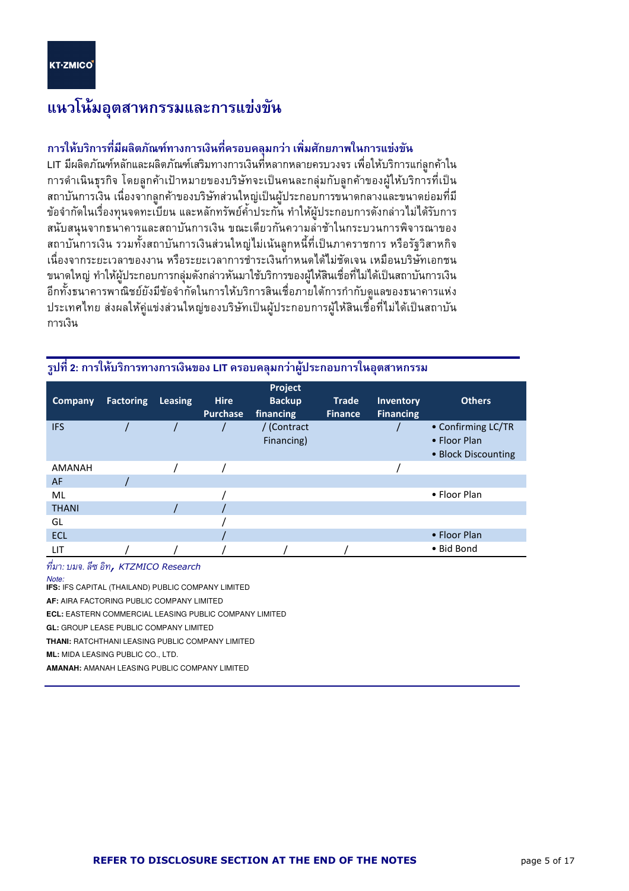## แนวโน้มอุตสาหกรรมและการแข่งขัน

### การให้บริการที่มีผลิตภัณฑ์ทางการเงินที่ครอบคลุมกว่า เพิ่มศักยภาพในการแข่งขัน

LIT มีผลิตภัณฑ์หลักและผลิตภัณฑ์เสริมทางการเงินที่หลากหลายครบวงจร เพื่อให้บริการแก่ลูกค้าในการดำเนินธุรกิจ โดยลูกค้าเป้าหมายของบริษัทจะเป็นคนละกลุ่มกับลูกค้าของผู้ให้บริการที่เป็นสถาบันการเงิน เนื่องจากลูกค้าของบริษัทส่วนใหญ่เป็นผู้ประกอบการขนาดกลางและขนาดย่อมที่มีข้อจำกัดในเรื่องทุนจดทะเบียน และหลักทรัพย์ค้ำประกัน ทำให้ผู้ประกอบการดังกล่าวไม่ได้รับการสนับสนุนจากธนาคารและสถาบันการเงิน ขณะเดียวกันความล่าช้าในกระบวนการพิจารณาของสถาบันการเงิน รวมทั้งสถาบันการเงินส่วนใหญ่ไม่เน้นลูกหนี้ที่เป็นภาคราชการ หรือรัฐวิสาหกิจ เนื่องจากระยะเวลาของงาน หรือระยะเวลาการชำระเงินกำหนดได้ไม่ชัดเจน เหมือนบริษัทเอกชนขนาดใหญ่ ทำให้ผู้ประกอบการกลุ่มดังกล่าวหันมาใช้บริการของผู้ให้สินเชื่อที่ไม่ได้เป็นสถาบันการเงิน อีกทั้งธนาคารพาณิชย์ยังมีข้อจำกัดในการให้บริการสินเชื่อภายใต้การกำกับดูแลของธนาคารแห่งประเทศไทย ส่งผลให้คู่แข่งส่วนใหญ่ของบริษัทเป็นผู้ประกอบการผู้ให้สินเชื่อที่ไม่ได้เป็นสถาบันการเงิน

**รูปที่ 2: การให้บริการทางการเงินของ LIT ครอบคลุมกว่าผู้ประกอบการในอุตสาหกรรม**

| Company | Factoring | Leasing | Hire Purchase | Project Backup financing | Trade Finance | Inventory Financing | Others |
|---|---|---|---|---|---|---|---|
| IFS | / | / | / | / (Contract Financing) | | / | • Confirming LC/TR<br>• Floor Plan<br>• Block Discounting |
| AMANAH | | / | / | | | / | |
| AF | / | | | | | | |
| ML | | | / | | | | • Floor Plan |
| THANI | | / | / | | | | |
| GL | | | / | | | | |
| ECL | | | / | | | | • Floor Plan |
| LIT | / | / | / | / | / | | • Bid Bond |

*ที่มา: บมจ. ลีซ อิท, KTZMICO Research*

*Note:*

**IFS:** IFS CAPITAL (THAILAND) PUBLIC COMPANY LIMITED

**AF:** AIRA FACTORING PUBLIC COMPANY LIMITED

**ECL:** EASTERN COMMERCIAL LEASING PUBLIC COMPANY LIMITED

**GL:** GROUP LEASE PUBLIC COMPANY LIMITED

**THANI:** RATCHTHANI LEASING PUBLIC COMPANY LIMITED

**ML:** MIDA LEASING PUBLIC CO., LTD.

**AMANAH:** AMANAH LEASING PUBLIC COMPANY LIMITED

**REFER TO DISCLOSURE SECTION AT THE END OF THE NOTES**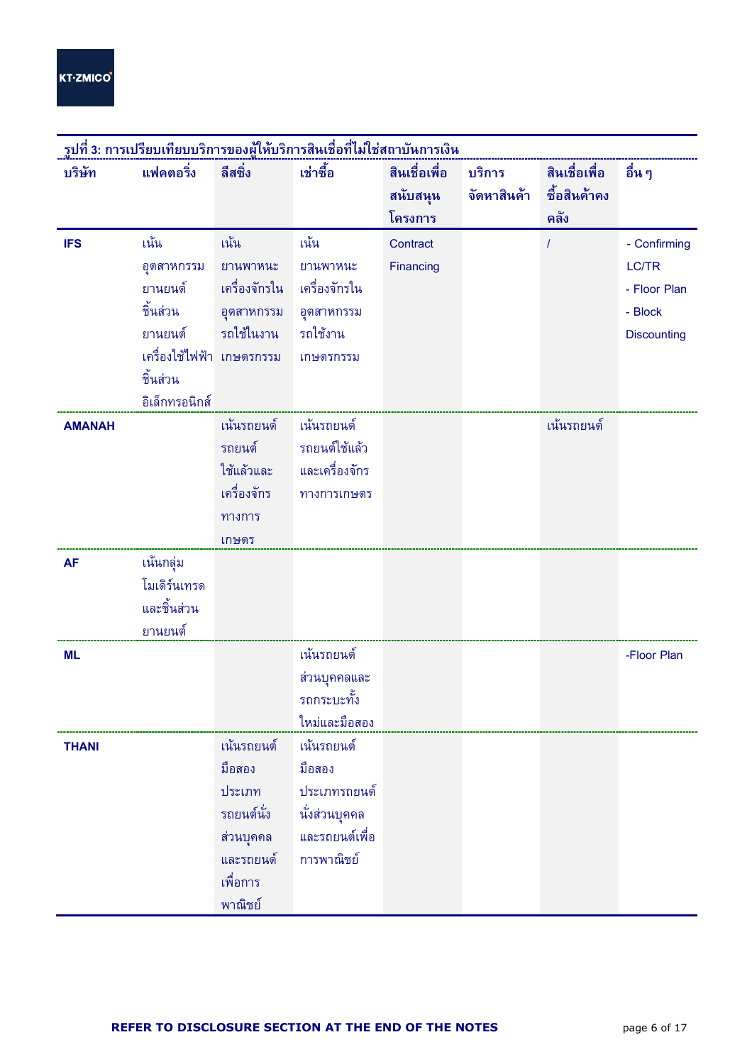**รูปที่ 3: การเปรียบเทียบบริการของผู้ให้บริการสินเชื่อที่ไม่ใช่สถาบันการเงิน**

| บริษัท | แฟคตอริ่ง | ลีสซิ่ง | เช่าซื้อ | สินเชื่อเพื่อสนับสนุนโครงการ | บริการจัดหาสินค้า | สินเชื่อเพื่อซื้อสินค้าคงคลัง | อื่น ๆ |
|---|---|---|---|---|---|---|---|
| **IFS** | เน้นอุตสาหกรรมยานยนต์ ชิ้นส่วนยานยนต์ เครื่องใช้ไฟฟ้า ชิ้นส่วนอิเล็กทรอนิกส์ | เน้นยานพาหนะ เครื่องจักรในอุตสาหกรรม รถใช้ในงานเกษตรกรรม | เน้นยานพาหนะ เครื่องจักรในอุตสาหกรรม รถใช้งานเกษตรกรรม | Contract Financing | | / | - Confirming LC/TR<br>- Floor Plan<br>- Block Discounting |
| **AMANAH** | | เน้นรถยนต์ รถยนต์ใช้แล้วและเครื่องจักรทางการเกษตร | เน้นรถยนต์ รถยนต์ใช้แล้ว และเครื่องจักรทางการเกษตร | | | เน้นรถยนต์ | |
| **AF** | เน้นกลุ่มโมเดิร์นเทรดและชิ้นส่วนยานยนต์ | | | | | | |
| **ML** | | | เน้นรถยนต์ส่วนบุคคลและรถกระบะทั้งใหม่และมือสอง | | | | -Floor Plan |
| **THANI** | | เน้นรถยนต์มือสองประเภทรถยนต์นั่งส่วนบุคคลและรถยนต์เพื่อการพาณิชย์ | เน้นรถยนต์มือสองประเภทรถยนต์นั่งส่วนบุคคลและรถยนต์เพื่อการพาณิชย์ | | | | |

**REFER TO DISCLOSURE SECTION AT THE END OF THE NOTES**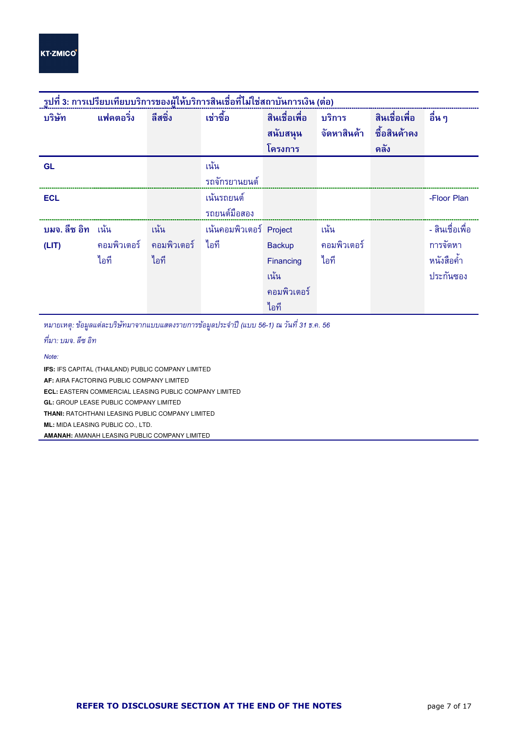รูปที่ 3: การเปรียบเทียบบริการของผู้ให้บริการสินเชื่อที่ไม่ใช่สถาบันการเงิน (ต่อ)

| บริษัท | แฟคตอริ่ง | ลีสซิ่ง | เช่าซื้อ | สินเชื่อเพื่อสนับสนุนโครงการ | บริการจัดหาสินค้า | สินเชื่อเพื่อซื้อสินค้าคงคลัง | อื่น ๆ |
|---|---|---|---|---|---|---|---|
| **GL** | | | เน้นรถจักรยานยนต์ | | | | |
| **ECL** | | | เน้นรถยนต์ รถยนต์มือสอง | | | | -Floor Plan |
| **บมจ. ลีซ อิท (LIT)** | เน้นคอมพิวเตอร์ไอที | เน้นคอมพิวเตอร์ไอที | เน้นคอมพิวเตอร์ไอที | Project Backup Financing เน้นคอมพิวเตอร์ไอที | เน้นคอมพิวเตอร์ไอที | | - สินเชื่อเพื่อการจัดหาหนังสือค้ำประกันซอง |

*หมายเหตุ: ข้อมูลแต่ละบริษัทมาจากแบบแสดงรายการข้อมูลประจำปี (แบบ 56-1) ณ วันที่ 31 ธ.ค. 56*

*ที่มา: บมจ. ลีซ อิท*

*Note:*

**IFS:** IFS CAPITAL (THAILAND) PUBLIC COMPANY LIMITED

**AF:** AIRA FACTORING PUBLIC COMPANY LIMITED

**ECL:** EASTERN COMMERCIAL LEASING PUBLIC COMPANY LIMITED

**GL:** GROUP LEASE PUBLIC COMPANY LIMITED

**THANI:** RATCHTHANI LEASING PUBLIC COMPANY LIMITED

**ML:** MIDA LEASING PUBLIC CO., LTD.

**AMANAH:** AMANAH LEASING PUBLIC COMPANY LIMITED

**REFER TO DISCLOSURE SECTION AT THE END OF THE NOTES**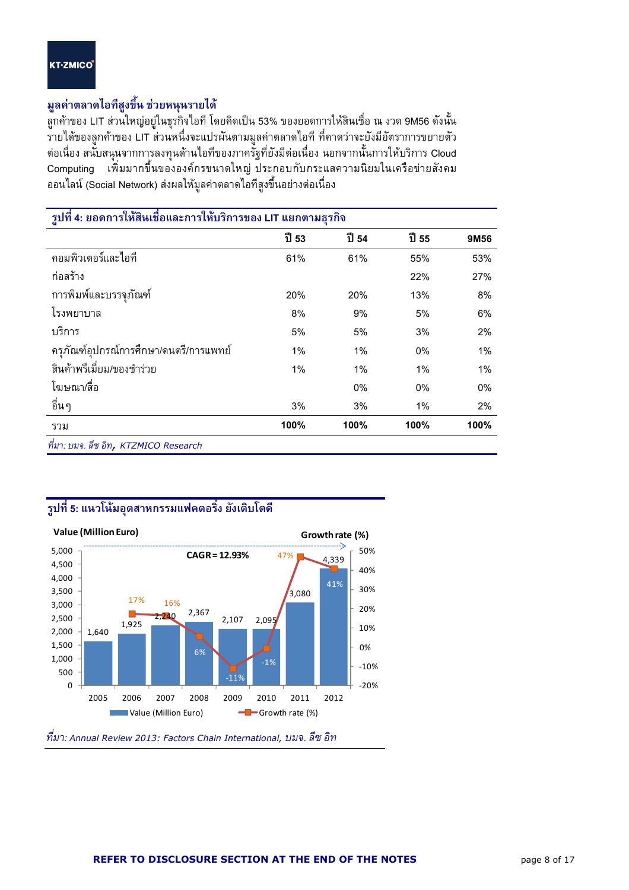## มูลค่าตลาดไอทีสูงขึ้น ช่วยหนุนรายได้

ลูกค้าของ LIT ส่วนใหญ่อยู่ในธุรกิจไอที โดยคิดเป็น 53% ของยอดการให้สินเชื่อ ณ งวด 9M56 ดังนั้น รายได้ของลูกค้าของ LIT ส่วนหนึ่งจะแปรผันตามมูลค่าตลาดไอที ที่คาดว่าจะยังมีอัตราการขยายตัวต่อเนื่อง สนับสนุนจากการลงทุนด้านไอทีของภาครัฐที่ยังมีต่อเนื่อง นอกจากนั้นการให้บริการ Cloud Computing เพิ่มมากขึ้นขององค์กรขนาดใหญ่ ประกอบกับกระแสความนิยมในเครือข่ายสังคมออนไลน์ (Social Network) ส่งผลให้มูลค่าตลาดไอทีสูงขึ้นอย่างต่อเนื่อง

**รูปที่ 4: ยอดการให้สินเชื่อและการให้บริการของ LIT แยกตามธุรกิจ**

| | ปี 53 | ปี 54 | ปี 55 | 9M56 |
|---|---|---|---|---|
| คอมพิวเตอร์และไอที | 61% | 61% | 55% | 53% |
| ก่อสร้าง | | | 22% | 27% |
| การพิมพ์และบรรจุภัณฑ์ | 20% | 20% | 13% | 8% |
| โรงพยาบาล | 8% | 9% | 5% | 6% |
| บริการ | 5% | 5% | 3% | 2% |
| ครุภัณฑ์อุปกรณ์การศึกษา/ดนตรี/การแพทย์ | 1% | 1% | 0% | 1% |
| สินค้าพรีเมี่ยม/ของชำร่วย | 1% | 1% | 1% | 1% |
| โฆษณา/สื่อ | | 0% | 0% | 0% |
| อื่นๆ | 3% | 3% | 1% | 2% |
| **รวม** | **100%** | **100%** | **100%** | **100%** |

*ที่มา: บมจ. ลีซ อิท, KTZMICO Research*

**รูปที่ 5: แนวโน้มอุตสาหกรรมแฟคตอริ่ง ยังเติบโตดี**

CAGR = 12.93%

| | 2005 | 2006 | 2007 | 2008 | 2009 | 2010 | 2011 | 2012 |
|---|---|---|---|---|---|---|---|---|
| Value (Million Euro) | 1,640 | 1,925 | 2,240 | 2,367 | 2,107 | 2,095 | 3,080 | 4,339 |
| Growth rate (%) | | 17% | 16% | 6% | -11% | -1% | 47% | 41% |

*ที่มา: Annual Review 2013: Factors Chain International, บมจ. ลีซ อิท*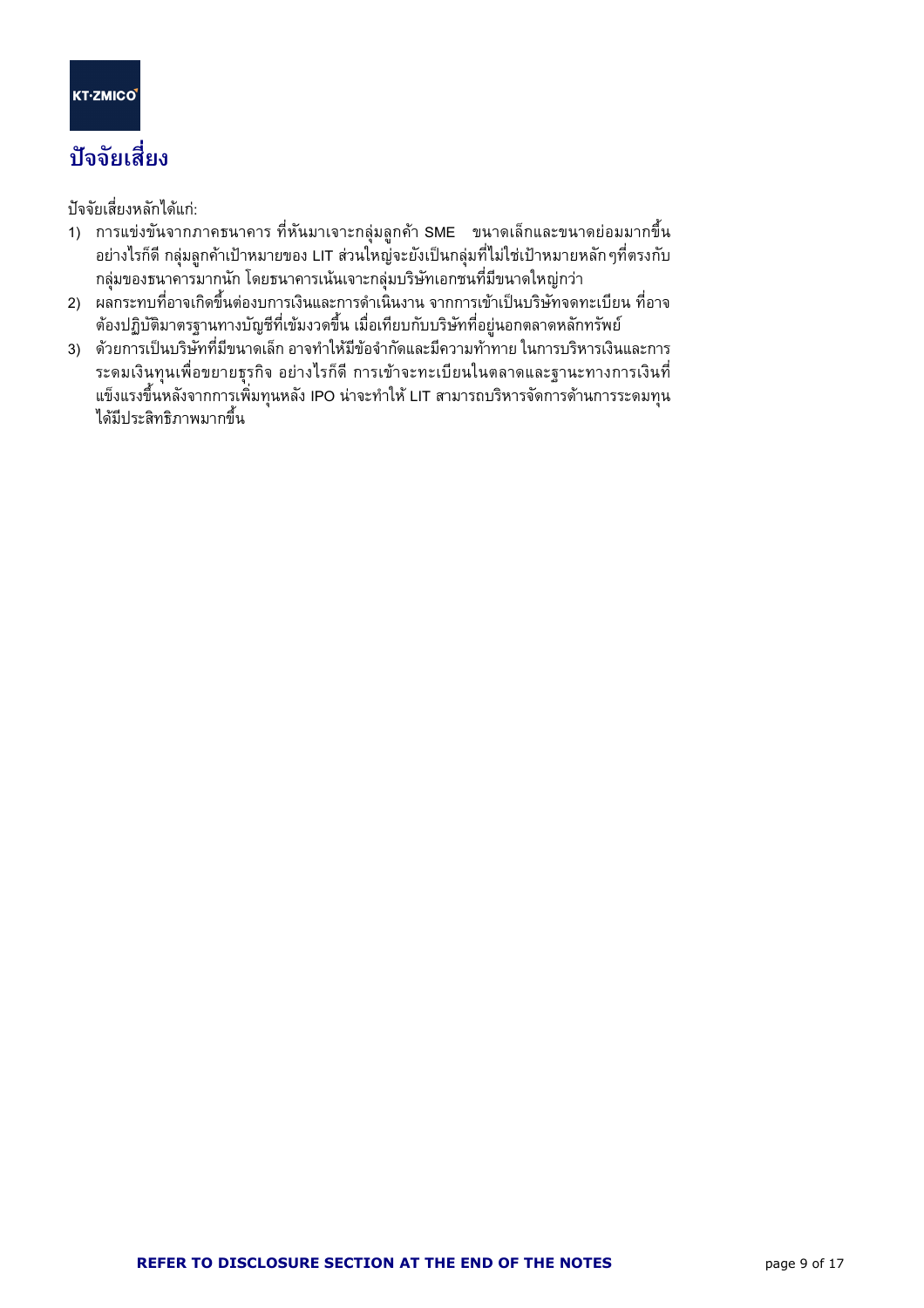# ปัจจัยเสี่ยง

ปัจจัยเสี่ยงหลักได้แก่:

1) การแข่งขันจากภาคธนาคาร ที่หันมาเจาะกลุ่มลูกค้า SME ขนาดเล็กและขนาดย่อมมากขึ้น อย่างไรก็ดี กลุ่มลูกค้าเป้าหมายของ LIT ส่วนใหญ่จะยังเป็นกลุ่มที่ไม่ใช่เป้าหมายหลัก ๆที่ตรงกับกลุ่มของธนาคารมากนัก โดยธนาคารเน้นเจาะกลุ่มบริษัทเอกชนที่มีขนาดใหญ่กว่า
2) ผลกระทบที่อาจเกิดขึ้นต่องบการเงินและการดำเนินงาน จากการเข้าเป็นบริษัทจดทะเบียน ที่อาจต้องปฏิบัติมาตรฐานทางบัญชีที่เข้มงวดขึ้น เมื่อเทียบกับบริษัทที่อยู่นอกตลาดหลักทรัพย์
3) ด้วยการเป็นบริษัทที่มีขนาดเล็ก อาจทำให้มีข้อจำกัดและมีความท้าทาย ในการบริหารเงินและการระดมเงินทุนเพื่อขยายธุรกิจ อย่างไรก็ดี การเข้าจะทะเบียนในตลาดและฐานะทางการเงินที่แข็งแรงขึ้นหลังจากการเพิ่มทุนหลัง IPO น่าจะทำให้ LIT สามารถบริหารจัดการด้านการระดมทุนได้มีประสิทธิภาพมากขึ้น

**REFER TO DISCLOSURE SECTION AT THE END OF THE NOTES**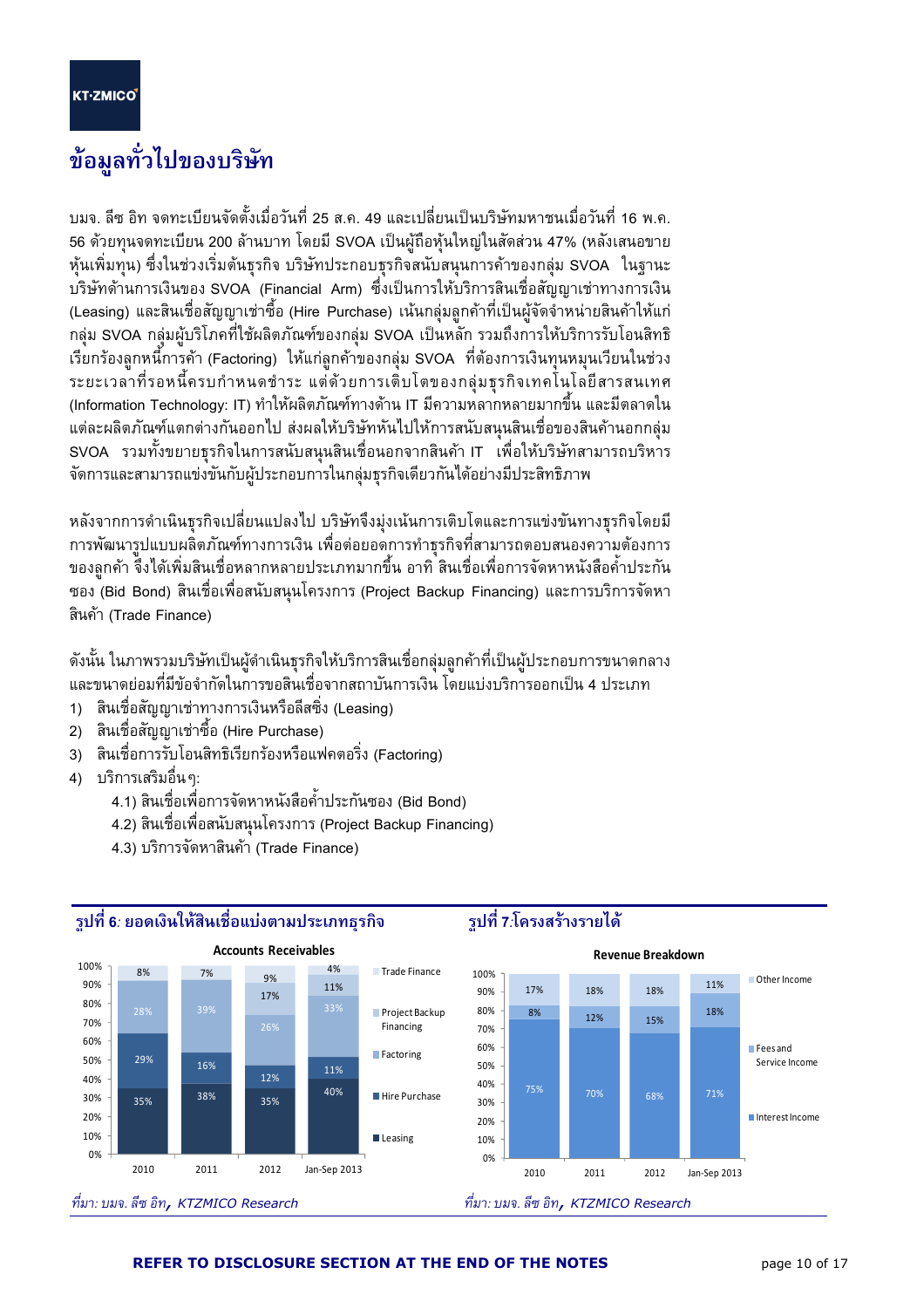# ข้อมูลทั่วไปของบริษัท

บมจ. ลีซ อิท จดทะเบียนจัดตั้งเมื่อวันที่ 25 ส.ค. 49 และเปลี่ยนเป็นบริษัทมหาชนเมื่อวันที่ 16 พ.ค. 56 ด้วยทุนจดทะเบียน 200 ล้านบาท โดยมี SVOA เป็นผู้ถือหุ้นใหญ่ในสัดส่วน 47% (หลังเสนอขายหุ้นเพิ่มทุน) ซึ่งในช่วงเริ่มต้นธุรกิจ บริษัทประกอบธุรกิจสนับสนุนการค้าของกลุ่ม SVOA ในฐานะบริษัทด้านการเงินของ SVOA (Financial Arm) ซึ่งเป็นการให้บริการสินเชื่อสัญญาเช่าทางการเงิน (Leasing) และสินเชื่อสัญญาเช่าซื้อ (Hire Purchase) เน้นกลุ่มลูกค้าที่เป็นผู้จัดจำหน่ายสินค้าให้แก่กลุ่ม SVOA กลุ่มผู้บริโภคที่ใช้ผลิตภัณฑ์ของกลุ่ม SVOA เป็นหลัก รวมถึงการให้บริการรับโอนสิทธิเรียกร้องลูกหนี้การค้า (Factoring) ให้แก่ลูกค้าของกลุ่ม SVOA ที่ต้องการเงินทุนหมุนเวียนในช่วงระยะเวลาที่รอหนี้ครบกำหนดชำระ แต่ด้วยการเติบโตของกลุ่มธุรกิจเทคโนโลยีสารสนเทศ (Information Technology: IT) ทำให้ผลิตภัณฑ์ทางด้าน IT มีความหลากหลายมากขึ้น และมีตลาดในแต่ละผลิตภัณฑ์แตกต่างกันออกไป ส่งผลให้บริษัทหันไปให้การสนับสนุนสินเชื่อของสินค้านอกกลุ่ม SVOA รวมทั้งขยายธุรกิจในการสนับสนุนสินเชื่อนอกจากสินค้า IT เพื่อให้บริษัทสามารถบริหารจัดการและสามารถแข่งขันกับผู้ประกอบการในกลุ่มธุรกิจเดียวกันได้อย่างมีประสิทธิภาพ

หลังจากการดำเนินธุรกิจเปลี่ยนแปลงไป บริษัทจึงมุ่งเน้นการเติบโตและการแข่งขันทางธุรกิจโดยมีการพัฒนารูปแบบผลิตภัณฑ์ทางการเงิน เพื่อต่อยอดการทำธุรกิจที่สามารถตอบสนองความต้องการของลูกค้า จึงได้เพิ่มสินเชื่อหลากหลายประเภทมากขึ้น อาทิ สินเชื่อเพื่อการจัดหาหนังสือค้ำประกันซอง (Bid Bond) สินเชื่อเพื่อสนับสนุนโครงการ (Project Backup Financing) และการบริการจัดหาสินค้า (Trade Finance)

ดังนั้น ในภาพรวมบริษัทเป็นผู้ดำเนินธุรกิจให้บริการสินเชื่อกลุ่มลูกค้าที่เป็นผู้ประกอบการขนาดกลางและขนาดย่อมที่มีข้อจำกัดในการขอสินเชื่อจากสถาบันการเงิน โดยแบ่งบริการออกเป็น 4 ประเภท

1) สินเชื่อสัญญาเช่าทางการเงินหรือลีสซิ่ง (Leasing)
2) สินเชื่อสัญญาเช่าซื้อ (Hire Purchase)
3) สินเชื่อการรับโอนสิทธิเรียกร้องหรือแฟคตอริ่ง (Factoring)
4) บริการเสริมอื่นๆ:
    - 4.1) สินเชื่อเพื่อการจัดหาหนังสือค้ำประกันซอง (Bid Bond)
    - 4.2) สินเชื่อเพื่อสนับสนุนโครงการ (Project Backup Financing)
    - 4.3) บริการจัดหาสินค้า (Trade Finance)

**รูปที่ 6: ยอดเงินให้สินเชื่อแบ่งตามประเภทธุรกิจ**

Accounts Receivables

| | 2010 | 2011 | 2012 | Jan-Sep 2013 |
|---|---|---|---|---|
| Trade Finance | 8% | 7% | 9% | 4% |
| Project Backup Financing | 28% | 39% | 17% | 11% |
| Factoring | | | 26% | 33% |
| Hire Purchase | 29% | 16% | 12% | 11% |
| Leasing | 35% | 38% | 35% | 40% |

*ที่มา: บมจ. ลีซ อิท, KTZMICO Research*

**รูปที่ 7: โครงสร้างรายได้**

Revenue Breakdown

| | 2010 | 2011 | 2012 | Jan-Sep 2013 |
|---|---|---|---|---|
| Other Income | 17% | 18% | 18% | 11% |
| Fees and Service Income | 8% | 12% | 15% | 18% |
| Interest Income | 75% | 70% | 68% | 71% |

*ที่มา: บมจ. ลีซ อิท, KTZMICO Research*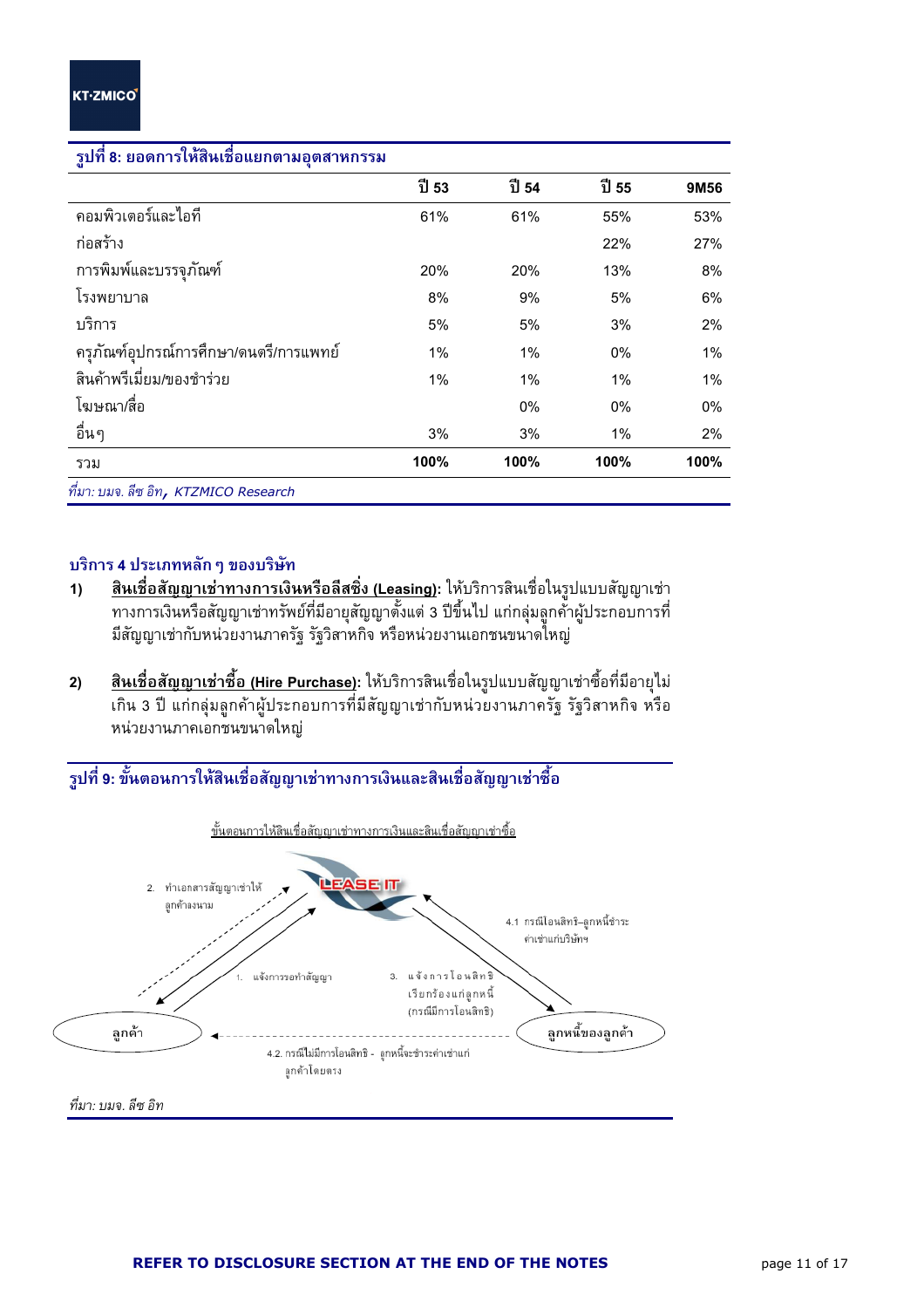**รูปที่ 8: ยอดการให้สินเชื่อแยกตามอุตสาหกรรม**

| | ปี 53 | ปี 54 | ปี 55 | 9M56 |
|---|---|---|---|---|
| คอมพิวเตอร์และไอที | 61% | 61% | 55% | 53% |
| ก่อสร้าง | | | 22% | 27% |
| การพิมพ์และบรรจุภัณฑ์ | 20% | 20% | 13% | 8% |
| โรงพยาบาล | 8% | 9% | 5% | 6% |
| บริการ | 5% | 5% | 3% | 2% |
| ครุภัณฑ์อุปกรณ์การศึกษา/ดนตรี/การแพทย์ | 1% | 1% | 0% | 1% |
| สินค้าพรีเมี่ยม/ของชำร่วย | 1% | 1% | 1% | 1% |
| โฆษณา/สื่อ | | 0% | 0% | 0% |
| อื่นๆ | 3% | 3% | 1% | 2% |
| รวม | **100%** | **100%** | **100%** | **100%** |

*ที่มา: บมจ. ลีซ อิท, KTZMICO Research*

**บริการ 4 ประเภทหลัก ๆ ของบริษัท**

1) **<u>สินเชื่อสัญญาเช่าทางการเงินหรือลีสซิ่ง (Leasing)</u>:** ให้บริการสินเชื่อในรูปแบบสัญญาเช่าทางการเงินหรือสัญญาเช่าทรัพย์ที่มีอายุสัญญาตั้งแต่ 3 ปีขึ้นไป แก่กลุ่มลูกค้าผู้ประกอบการที่มีสัญญาเช่ากับหน่วยงานภาครัฐ รัฐวิสาหกิจ หรือหน่วยงานเอกชนขนาดใหญ่

2) **<u>สินเชื่อสัญญาเช่าซื้อ (Hire Purchase)</u>:** ให้บริการสินเชื่อในรูปแบบสัญญาเช่าซื้อที่มีอายุไม่เกิน 3 ปี แก่กลุ่มลูกค้าผู้ประกอบการที่มีสัญญาเช่ากับหน่วยงานภาครัฐ รัฐวิสาหกิจ หรือหน่วยงานภาคเอกชนขนาดใหญ่

**รูปที่ 9: ขั้นตอนการให้สินเชื่อสัญญาเช่าทางการเงินและสินเชื่อสัญญาเช่าซื้อ**

ขั้นตอนการให้สินเชื่อสัญญาเช่าทางการเงินและสินเชื่อสัญญาเช่าซื้อ

LEASE IT

1. แจ้งการขอทำสัญญา
2. ทำเอกสารสัญญาเช่าให้ลูกค้าลงนาม
3. แจ้งการโอนสิทธิ เรียกร้องแก่ลูกหนี้ (กรณีมีการโอนสิทธิ)

4.1 กรณีโอนสิทธิ-ลูกหนี้ชำระค่าเช่าแก่บริษัทฯ

4.2. กรณีไม่มีการโอนสิทธิ - ลูกหนี้จะชำระค่าเช่าแก่ลูกค้าโดยตรง

ลูกค้า

ลูกหนี้ของลูกค้า

*ที่มา: บมจ. ลีซ อิท*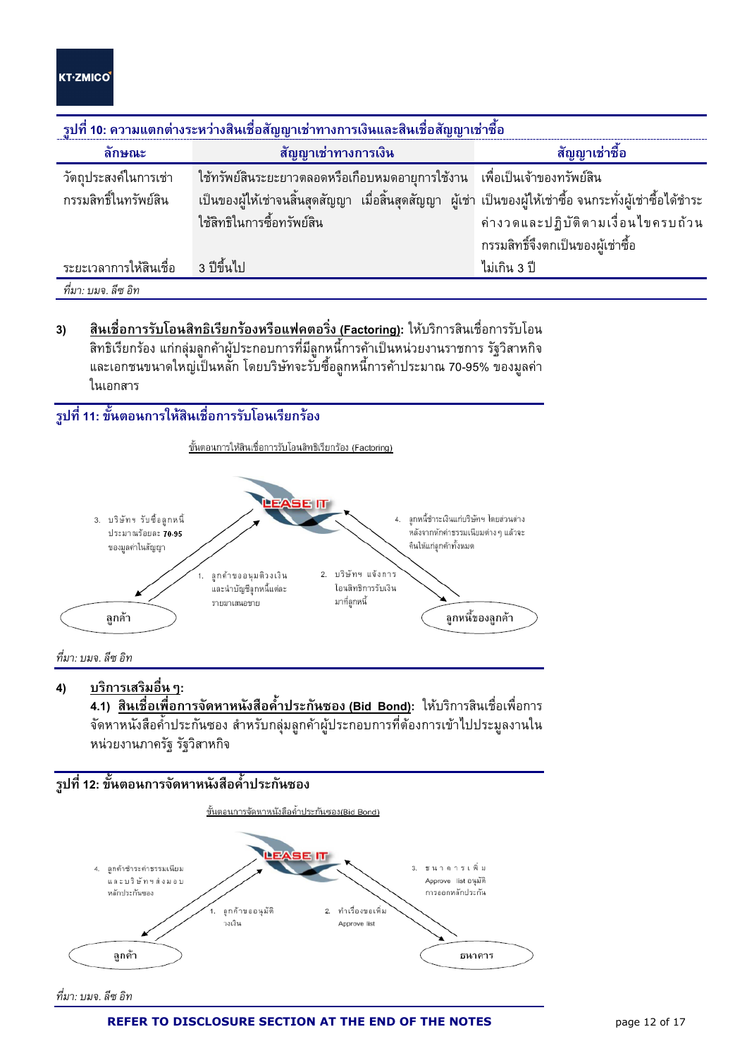**รูปที่ 10: ความแตกต่างระหว่างสินเชื่อสัญญาเช่าทางการเงินและสินเชื่อสัญญาเช่าซื้อ**

| ลักษณะ | สัญญาเช่าทางการเงิน | สัญญาเช่าซื้อ |
|---|---|---|
| วัตถุประสงค์ในการเช่า | ใช้ทรัพย์สินระยะยาวตลอดหรือเกือบหมดอายุการใช้งาน | เพื่อเป็นเจ้าของทรัพย์สิน |
| กรรมสิทธิ์ในทรัพย์สิน | เป็นของผู้ให้เช่าจนสิ้นสุดสัญญา เมื่อสิ้นสุดสัญญา ผู้เช่าใช้สิทธิในการซื้อทรัพย์สิน | เป็นของผู้ให้เช่าซื้อ จนกระทั่งผู้เช่าซื้อได้ชำระค่างวดและปฏิบัติตามเงื่อนไขครบถ้วน กรรมสิทธิ์จึงตกเป็นของผู้เช่าซื้อ |
| ระยะเวลาการให้สินเชื่อ | 3 ปีขึ้นไป | ไม่เกิน 3 ปี |

*ที่มา: บมจ. ลีซ อิท*

3) **สินเชื่อการรับโอนสิทธิเรียกร้องหรือแฟคตอริ่ง (Factoring):** ให้บริการสินเชื่อการรับโอนสิทธิเรียกร้อง แก่กลุ่มลูกค้าผู้ประกอบการที่มีลูกหนี้การค้าเป็นหน่วยงานราชการ รัฐวิสาหกิจ และเอกชนขนาดใหญ่เป็นหลัก โดยบริษัทจะรับซื้อลูกหนี้การค้าประมาณ 70-95% ของมูลค่าในเอกสาร

**รูปที่ 11: ขั้นตอนการให้สินเชื่อการรับโอนเรียกร้อง**

ขั้นตอนการให้สินเชื่อการรับโอนสิทธิเรียกร้อง (Factoring)

LEASE IT

1. ลูกค้าขออนุมัติวงเงิน และนำบัญชีลูกหนี้แต่ละรายมาเสนอขาย
2. บริษัทฯ แจ้งการโอนสิทธิการรับเงินมาที่ลูกหนี้
3. บริษัทฯ รับซื้อลูกหนี้ประมาณร้อยละ **70-95** ของมูลค่าในสัญญา
4. ลูกหนี้ชำระเงินแก่บริษัทฯ โดยส่วนต่างหลังจากหักค่าธรรมเนียมต่างๆ แล้วจะคืนให้แก่ลูกค้าทั้งหมด

ลูกค้า — ลูกหนี้ของลูกค้า

*ที่มา: บมจ. ลีซ อิท*

4) **บริการเสริมอื่นๆ:**

**4.1) สินเชื่อเพื่อการจัดหาหนังสือค้ำประกันซอง (Bid Bond):** ให้บริการสินเชื่อเพื่อการจัดหาหนังสือค้ำประกันซอง สำหรับกลุ่มลูกค้าผู้ประกอบการที่ต้องการเข้าไปประมูลงานในหน่วยงานภาครัฐ รัฐวิสาหกิจ

**รูปที่ 12: ขั้นตอนการจัดหาหนังสือค้ำประกันซอง**

ขั้นตอนการจัดหาหนังสือค้ำประกันซอง(Bid Bond)

LEASE IT

1. ลูกค้าขออนุมัติวงเงิน
2. ทำเรื่องขอเพิ่ม Approve list
3. ธนาคารเพิ่ม Approve list อนุมัติการออกหลักประกัน
4. ลูกค้าชำระค่าธรรมเนียม และบริษัทฯ ส่งมอบหลักประกันซอง

ลูกค้า — ธนาคาร

*ที่มา: บมจ. ลีซ อิท*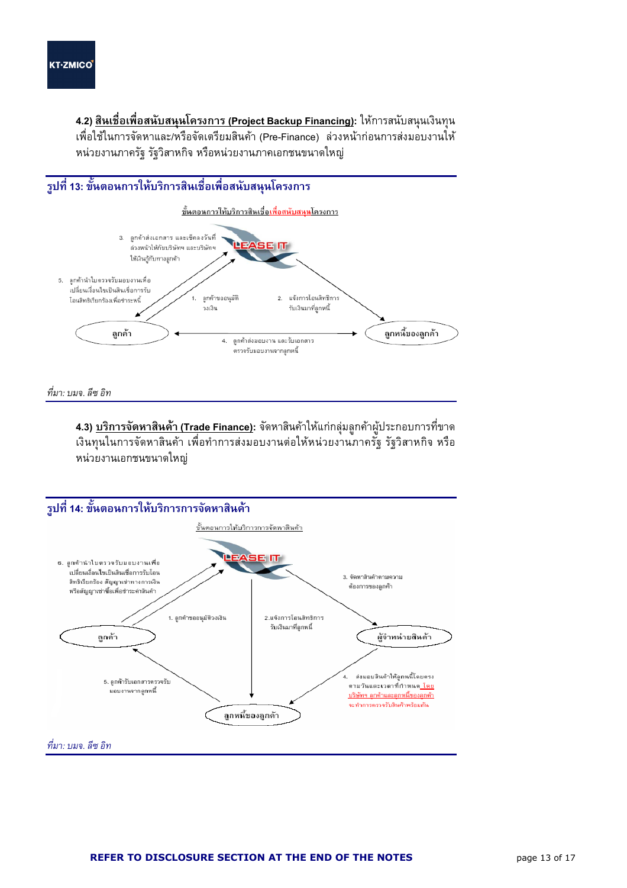**4.2) สินเชื่อเพื่อสนับสนุนโครงการ (Project Backup Financing):** ให้การสนับสนุนเงินทุนเพื่อใช้ในการจัดหาและ/หรือจัดเตรียมสินค้า (Pre-Finance) ล่วงหน้าก่อนการส่งมอบงานให้หน่วยงานภาครัฐ รัฐวิสาหกิจ หรือหน่วยงานภาคเอกชนขนาดใหญ่

**รูปที่ 13: ขั้นตอนการให้บริการสินเชื่อเพื่อสนับสนุนโครงการ**

ขั้นตอนการให้บริการสินเชื่อเพื่อสนับสนุนโครงการ

1. ลูกค้าขออนุมัติวงเงิน
2. แจ้งการโอนสิทธิการรับเงินมาที่ลูกหนี้
3. ลูกค้าส่งเอกสาร และเช็คลงวันที่ล่วงหน้าให้กับบริษัทฯ และบริษัทฯ ให้เงินกู้กับทางลูกค้า
4. ลูกค้าส่งมอบงาน และรับเอกสารตรวจรับมอบงานจากลูกหนี้
5. ลูกค้านำใบตรวจรับมอบงานเพื่อเปลี่ยนเงื่อนไขเป็นสินเชื่อการรับโอนสิทธิเรียกร้องเพื่อชำระหนี้

*ที่มา: บมจ. ลีซ อิท*

**4.3) บริการจัดหาสินค้า (Trade Finance):** จัดหาสินค้าให้แก่กลุ่มลูกค้าผู้ประกอบการที่ขาดเงินทุนในการจัดหาสินค้า เพื่อทำการส่งมอบงานต่อให้หน่วยงานภาครัฐ รัฐวิสาหกิจ หรือหน่วยงานเอกชนขนาดใหญ่

**รูปที่ 14: ขั้นตอนการให้บริการการจัดหาสินค้า**

ขั้นตอนการให้บริการการจัดหาสินค้า

1. ลูกค้าขออนุมัติวงเงิน
2. แจ้งการโอนสิทธิการรับเงินมาที่ลูกหนี้
3. จัดหาสินค้าตามความต้องการของลูกค้า
4. ส่งมอบสินค้าให้ลูกหนี้โดยตรงตามวันและเวลาที่กำหนด โดยบริษัทฯ ลูกค้าและลูกหนี้ของลูกค้าจะทำการตรวจรับสินค้าพร้อมกัน
5. ลูกค้ารับเอกสารตรวจรับมอบงานจากลูกหนี้
6. ลูกค้านำใบตรวจรับมอบงานเพื่อเปลี่ยนเงื่อนไขเป็นสินเชื่อการรับโอนสิทธิเรียกร้อง สัญญาเช่าทางการเงิน หรือสัญญาเช่าซื้อเพื่อชำระค่าสินค้า

*ที่มา: บมจ. ลีซ อิท*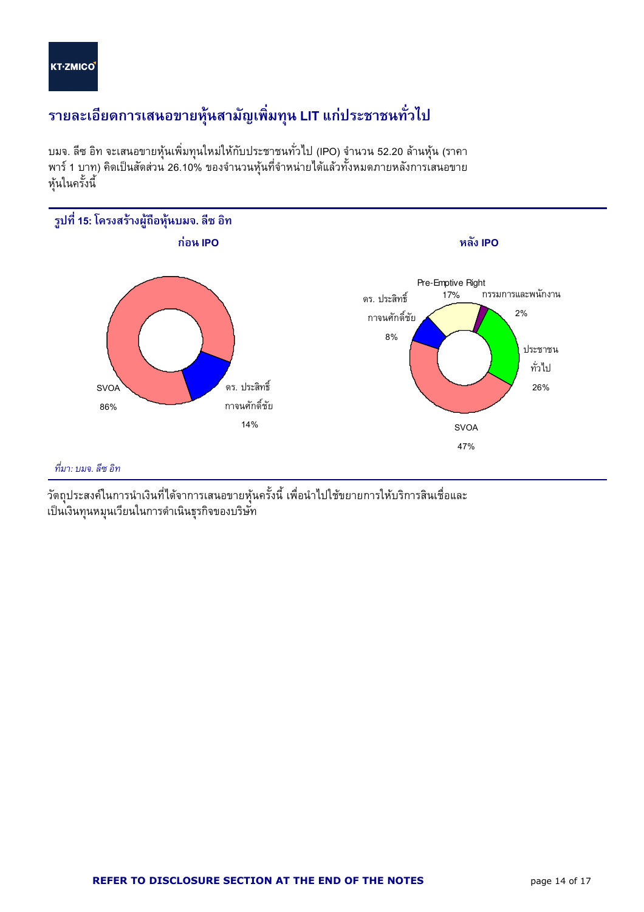## รายละเอียดการเสนอขายหุ้นสามัญเพิ่มทุน LIT แก่ประชาชนทั่วไป

บมจ. ลีซ อิท จะเสนอขายหุ้นเพิ่มทุนใหม่ให้กับประชาชนทั่วไป (IPO) จำนวน 52.20 ล้านหุ้น (ราคาพาร์ 1 บาท) คิดเป็นสัดส่วน 26.10% ของจำนวนหุ้นที่จำหน่ายได้แล้วทั้งหมดภายหลังการเสนอขายหุ้นในครั้งนี้

**รูปที่ 15: โครงสร้างผู้ถือหุ้นบมจ. ลีซ อิท**

**ก่อน IPO**

| ผู้ถือหุ้น | สัดส่วน |
|---|---|
| SVOA | 86% |
| ดร. ประสิทธิ์ กาจนศักดิ์ชัย | 14% |

**หลัง IPO**

| ผู้ถือหุ้น | สัดส่วน |
|---|---|
| SVOA | 47% |
| ประชาชนทั่วไป | 26% |
| Pre-Emptive Right | 17% |
| ดร. ประสิทธิ์ กาจนศักดิ์ชัย | 8% |
| กรรมการและพนักงาน | 2% |

*ที่มา: บมจ. ลีซ อิท*

วัตถุประสงค์ในการนำเงินที่ได้จากการเสนอขายหุ้นครั้งนี้ เพื่อนำไปใช้ขยายการให้บริการสินเชื่อและเป็นเงินทุนหมุนเวียนในการดำเนินธุรกิจของบริษัท

**REFER TO DISCLOSURE SECTION AT THE END OF THE NOTES**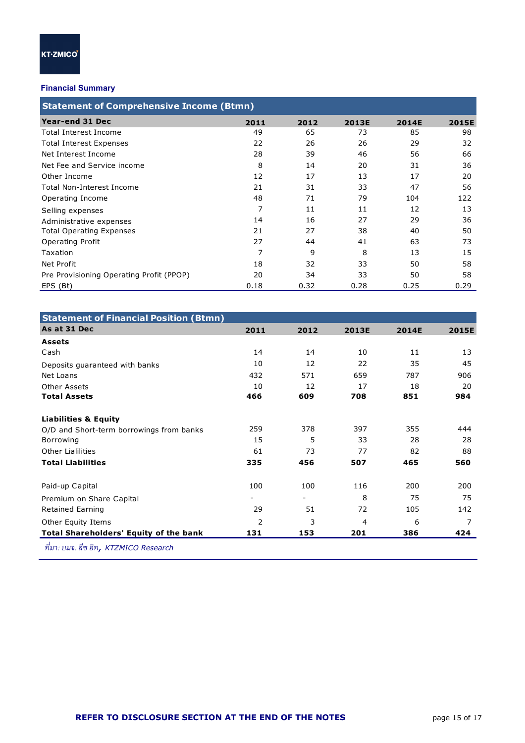KT·ZMICO

## Financial Summary

| Statement of Comprehensive Income (Btmn) | | | | | |
|---|---|---|---|---|---|
| **Year-end 31 Dec** | **2011** | **2012** | **2013E** | **2014E** | **2015E** |
| Total Interest Income | 49 | 65 | 73 | 85 | 98 |
| Total Interest Expenses | 22 | 26 | 26 | 29 | 32 |
| Net Interest Income | 28 | 39 | 46 | 56 | 66 |
| Net Fee and Service income | 8 | 14 | 20 | 31 | 36 |
| Other Income | 12 | 17 | 13 | 17 | 20 |
| Total Non-Interest Income | 21 | 31 | 33 | 47 | 56 |
| Operating Income | 48 | 71 | 79 | 104 | 122 |
| Selling expenses | 7 | 11 | 11 | 12 | 13 |
| Administrative expenses | 14 | 16 | 27 | 29 | 36 |
| Total Operating Expenses | 21 | 27 | 38 | 40 | 50 |
| Operating Profit | 27 | 44 | 41 | 63 | 73 |
| Taxation | 7 | 9 | 8 | 13 | 15 |
| Net Profit | 18 | 32 | 33 | 50 | 58 |
| Pre Provisioning Operating Profit (PPOP) | 20 | 34 | 33 | 50 | 58 |
| EPS (Bt) | 0.18 | 0.32 | 0.28 | 0.25 | 0.29 |

| Statement of Financial Position (Btmn) | | | | | |
|---|---|---|---|---|---|
| **As at 31 Dec** | **2011** | **2012** | **2013E** | **2014E** | **2015E** |
| **Assets** | | | | | |
| Cash | 14 | 14 | 10 | 11 | 13 |
| Deposits guaranteed with banks | 10 | 12 | 22 | 35 | 45 |
| Net Loans | 432 | 571 | 659 | 787 | 906 |
| Other Assets | 10 | 12 | 17 | 18 | 20 |
| **Total Assets** | **466** | **609** | **708** | **851** | **984** |
| | | | | | |
| **Liabilities & Equity** | | | | | |
| O/D and Short-term borrowings from banks | 259 | 378 | 397 | 355 | 444 |
| Borrowing | 15 | 5 | 33 | 28 | 28 |
| Other Lialilities | 61 | 73 | 77 | 82 | 88 |
| **Total Liabilities** | **335** | **456** | **507** | **465** | **560** |
| | | | | | |
| Paid-up Capital | 100 | 100 | 116 | 200 | 200 |
| Premium on Share Capital | - | - | 8 | 75 | 75 |
| Retained Earning | 29 | 51 | 72 | 105 | 142 |
| Other Equity Items | 2 | 3 | 4 | 6 | 7 |
| **Total Shareholders' Equity of the bank** | **131** | **153** | **201** | **386** | **424** |

*ที่มา: บมจ. ลีซ อิท, KTZMICO Research*

**REFER TO DISCLOSURE SECTION AT THE END OF THE NOTES**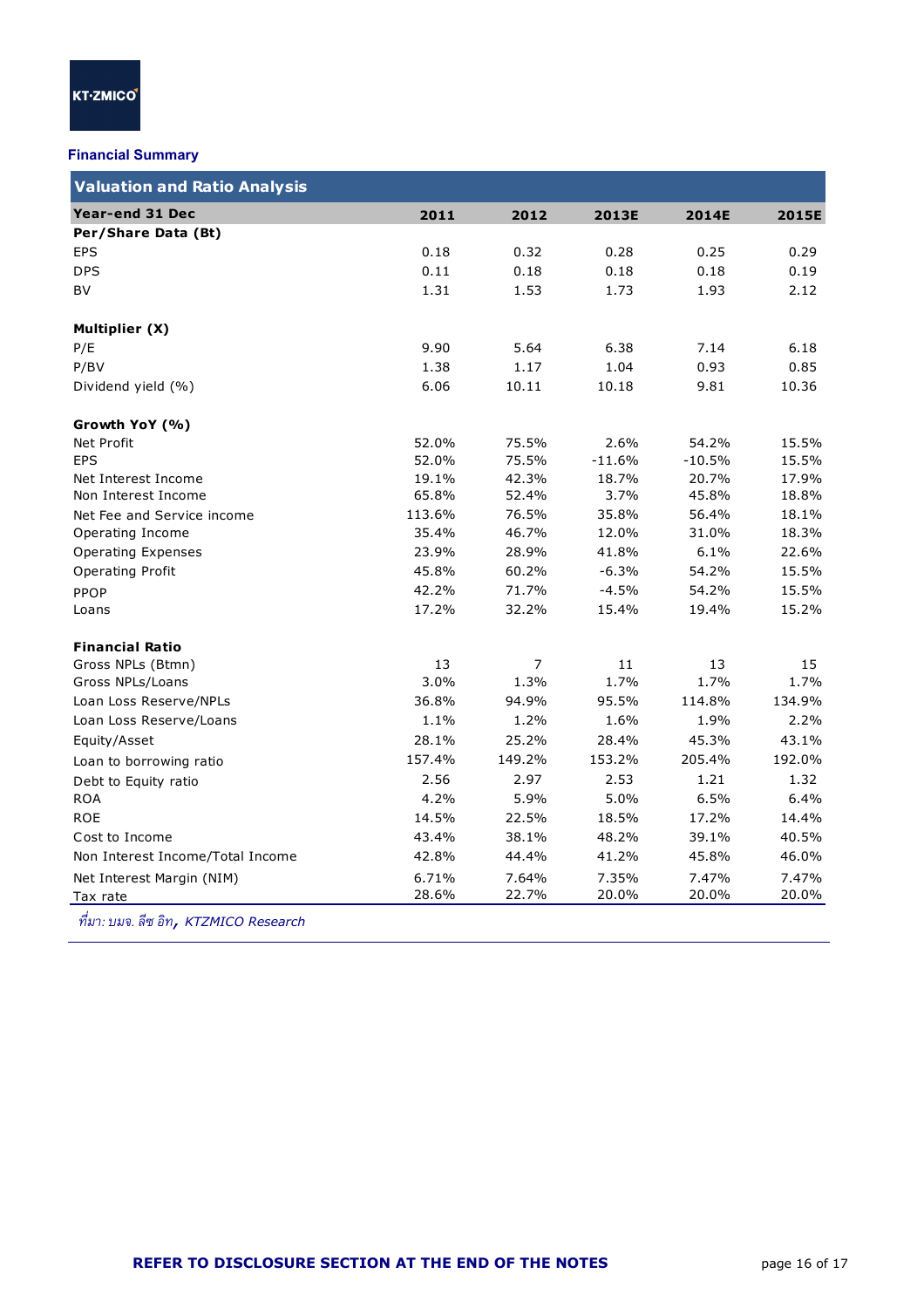**Financial Summary**

| Valuation and Ratio Analysis | | | | | |
|---|---|---|---|---|---|
| **Year-end 31 Dec** | **2011** | **2012** | **2013E** | **2014E** | **2015E** |
| **Per/Share Data (Bt)** | | | | | |
| EPS | 0.18 | 0.32 | 0.28 | 0.25 | 0.29 |
| DPS | 0.11 | 0.18 | 0.18 | 0.18 | 0.19 |
| BV | 1.31 | 1.53 | 1.73 | 1.93 | 2.12 |
| | | | | | |
| **Multiplier (X)** | | | | | |
| P/E | 9.90 | 5.64 | 6.38 | 7.14 | 6.18 |
| P/BV | 1.38 | 1.17 | 1.04 | 0.93 | 0.85 |
| Dividend yield (%) | 6.06 | 10.11 | 10.18 | 9.81 | 10.36 |
| | | | | | |
| **Growth YoY (%)** | | | | | |
| Net Profit | 52.0% | 75.5% | 2.6% | 54.2% | 15.5% |
| EPS | 52.0% | 75.5% | -11.6% | -10.5% | 15.5% |
| Net Interest Income | 19.1% | 42.3% | 18.7% | 20.7% | 17.9% |
| Non Interest Income | 65.8% | 52.4% | 3.7% | 45.8% | 18.8% |
| Net Fee and Service income | 113.6% | 76.5% | 35.8% | 56.4% | 18.1% |
| Operating Income | 35.4% | 46.7% | 12.0% | 31.0% | 18.3% |
| Operating Expenses | 23.9% | 28.9% | 41.8% | 6.1% | 22.6% |
| Operating Profit | 45.8% | 60.2% | -6.3% | 54.2% | 15.5% |
| PPOP | 42.2% | 71.7% | -4.5% | 54.2% | 15.5% |
| Loans | 17.2% | 32.2% | 15.4% | 19.4% | 15.2% |
| | | | | | |
| **Financial Ratio** | | | | | |
| Gross NPLs (Btmn) | 13 | 7 | 11 | 13 | 15 |
| Gross NPLs/Loans | 3.0% | 1.3% | 1.7% | 1.7% | 1.7% |
| Loan Loss Reserve/NPLs | 36.8% | 94.9% | 95.5% | 114.8% | 134.9% |
| Loan Loss Reserve/Loans | 1.1% | 1.2% | 1.6% | 1.9% | 2.2% |
| Equity/Asset | 28.1% | 25.2% | 28.4% | 45.3% | 43.1% |
| Loan to borrowing ratio | 157.4% | 149.2% | 153.2% | 205.4% | 192.0% |
| Debt to Equity ratio | 2.56 | 2.97 | 2.53 | 1.21 | 1.32 |
| ROA | 4.2% | 5.9% | 5.0% | 6.5% | 6.4% |
| ROE | 14.5% | 22.5% | 18.5% | 17.2% | 14.4% |
| Cost to Income | 43.4% | 38.1% | 48.2% | 39.1% | 40.5% |
| Non Interest Income/Total Income | 42.8% | 44.4% | 41.2% | 45.8% | 46.0% |
| Net Interest Margin (NIM) | 6.71% | 7.64% | 7.35% | 7.47% | 7.47% |
| Tax rate | 28.6% | 22.7% | 20.0% | 20.0% | 20.0% |

*ที่มา: บมจ. ลีซ อิท, KTZMICO Research*

**REFER TO DISCLOSURE SECTION AT THE END OF THE NOTES**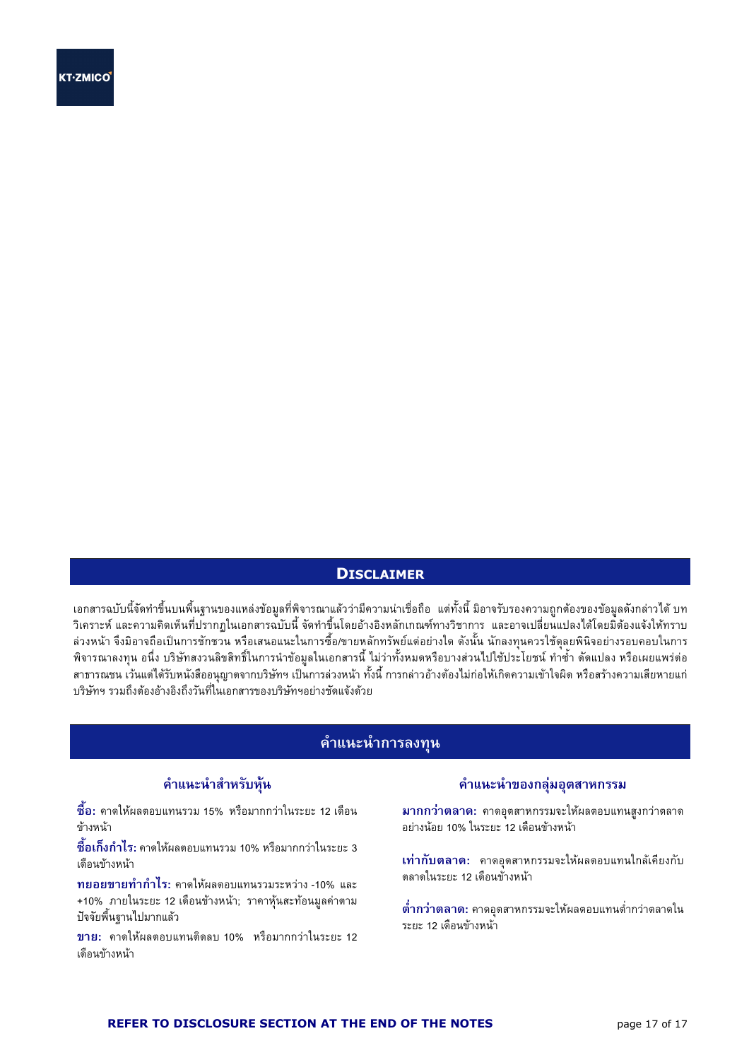## DISCLAIMER

เอกสารฉบับนี้จัดทำขึ้นบนพื้นฐานของแหล่งข้อมูลที่พิจารณาแล้วว่ามีความน่าเชื่อถือ แต่ทั้งนี้ มิอาจรับรองความถูกต้องของข้อมูลดังกล่าวได้ บทวิเคราะห์ และความคิดเห็นที่ปรากฏในเอกสารฉบับนี้ จัดทำขึ้นโดยอ้างอิงหลักเกณฑ์ทางวิชาการ และอาจเปลี่ยนแปลงได้โดยมิต้องแจ้งให้ทราบล่วงหน้า จึงมิอาจถือเป็นการชักชวน หรือเสนอแนะในการซื้อ/ขายหลักทรัพย์แต่อย่างใด ดังนั้น นักลงทุนควรใช้ดุลยพินิจอย่างรอบคอบในการพิจารณาลงทุน อนึ่ง บริษัทสงวนลิขสิทธิ์ในการนำข้อมูลในเอกสารนี้ ไม่ว่าทั้งหมดหรือบางส่วนไปใช้ประโยชน์ ทำซ้ำ ดัดแปลง หรือเผยแพร่ต่อสาธารณชน เว้นแต่ได้รับหนังสืออนุญาตจากบริษัทฯ เป็นการล่วงหน้า ทั้งนี้ การกล่าวอ้างต้องไม่ก่อให้เกิดความเข้าใจผิด หรือสร้างความเสียหายแก่บริษัทฯ รวมถึงต้องอ้างอิงถึงวันที่ในเอกสารของบริษัทฯอย่างชัดแจ้งด้วย

## คำแนะนำการลงทุน

### คำแนะนำสำหรับหุ้น

**ซื้อ:** คาดให้ผลตอบแทนรวม 15% หรือมากกว่าในระยะ 12 เดือนข้างหน้า

**ซื้อเก็งกำไร:** คาดให้ผลตอบแทนรวม 10% หรือมากกว่าในระยะ 3 เดือนข้างหน้า

**ทยอยขายทำกำไร:** คาดให้ผลตอบแทนรวมระหว่าง -10% และ +10% ภายในระยะ 12 เดือนข้างหน้า; ราคาหุ้นสะท้อนมูลค่าตามปัจจัยพื้นฐานไปมากแล้ว

**ขาย:** คาดให้ผลตอบแทนติดลบ 10% หรือมากกว่าในระยะ 12 เดือนข้างหน้า

### คำแนะนำของกลุ่มอุตสาหกรรม

**มากกว่าตลาด:** คาดอุตสาหกรรมจะให้ผลตอบแทนสูงกว่าตลาดอย่างน้อย 10% ในระยะ 12 เดือนข้างหน้า

**เท่ากับตลาด:** คาดอุตสาหกรรมจะให้ผลตอบแทนใกล้เคียงกับตลาดในระยะ 12 เดือนข้างหน้า

**ต่ำกว่าตลาด:** คาดอุตสาหกรรมจะให้ผลตอบแทนต่ำกว่าตลาดในระยะ 12 เดือนข้างหน้า

**REFER TO DISCLOSURE SECTION AT THE END OF THE NOTES**